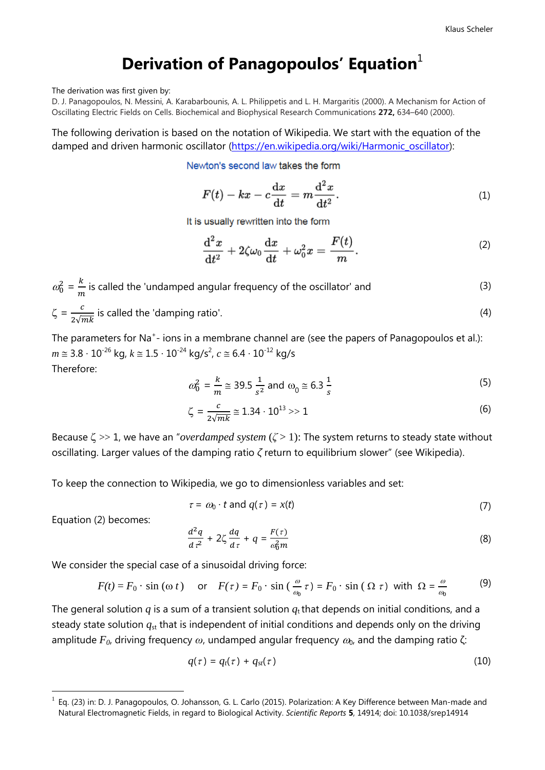# Derivation of Panagopoulos' Equation[1]

The derivation was first given by:
D. J. Panagopoulos, N. Messini, A. Karabarbounis, A. L. Philippetis and L. H. Margaritis (2000). A Mechanism for Action of Oscillating Electric Fields on Cells. Biochemical and Biophysical Research Communications **272,** 634–640 (2000).

The following derivation is based on the notation of Wikipedia. We start with the equation of the damped and driven harmonic oscillator (https://en.wikipedia.org/wiki/Harmonic_oscillator):

Newton's second law takes the form

$$F(t) - kx - c\frac{dx}{dt} = m\frac{d^2x}{dt^2}. \tag{1}$$

It is usually rewritten into the form

$$\frac{d^2x}{dt^2} + 2\zeta\omega_0\frac{dx}{dt} + \omega_0^2 x = \frac{F(t)}{m}. \tag{2}$$

$\omega_0^2 = \frac{k}{m}$ is called the 'undamped angular frequency of the oscillator' and (3)

$\zeta = \frac{c}{2\sqrt{mk}}$ is called the 'damping ratio'. (4)

The parameters for $Na^+$- ions in a membrane channel are (see the papers of Panagopoulos et al.): $m \cong 3.8 \cdot 10^{-26}$ kg, $k \cong 1.5 \cdot 10^{-24}$ kg/s$^2$, $c \cong 6.4 \cdot 10^{-12}$ kg/s

Therefore:

$$\omega_0^2 = \frac{k}{m} \cong 39.5\,\frac{1}{s^2} \text{ and } \omega_0 \cong 6.3\,\frac{1}{s} \tag{5}$$

$$\zeta = \frac{c}{2\sqrt{mk}} \cong 1.34 \cdot 10^{13} >> 1 \tag{6}$$

Because $\zeta >> 1$, we have an "*overdamped system* ($\zeta > 1$): The system returns to steady state without oscillating. Larger values of the damping ratio $\zeta$ return to equilibrium slower" (see Wikipedia).

To keep the connection to Wikipedia, we go to dimensionless variables and set:

$$\tau = \omega_0 \cdot t \text{ and } q(\tau) = x(t) \tag{7}$$

Equation (2) becomes:

$$\frac{d^2q}{d\tau^2} + 2\zeta\frac{dq}{d\tau} + q = \frac{F(\tau)}{\omega_0^2 m} \tag{8}$$

We consider the special case of a sinusoidal driving force:

$$F(t) = F_0 \cdot \sin(\omega\, t) \quad \text{or} \quad F(\tau) = F_0 \cdot \sin\left(\frac{\omega}{\omega_0}\tau\right) = F_0 \cdot \sin(\Omega\,\tau) \text{ with } \Omega = \frac{\omega}{\omega_0} \tag{9}$$

The general solution $q$ is a sum of a transient solution $q_t$ that depends on initial conditions, and a steady state solution $q_{st}$ that is independent of initial conditions and depends only on the driving amplitude $F_0$, driving frequency $\omega$, undamped angular frequency $\omega_0$, and the damping ratio $\zeta$:

$$q(\tau) = q_t(\tau) + q_{st}(\tau) \tag{10}$$

---

[1] Eq. (23) in: D. J. Panagopoulos, O. Johansson, G. L. Carlo (2015). Polarization: A Key Difference between Man-made and Natural Electromagnetic Fields, in regard to Biological Activity. *Scientific Reports* **5**, 14914; doi: 10.1038/srep14914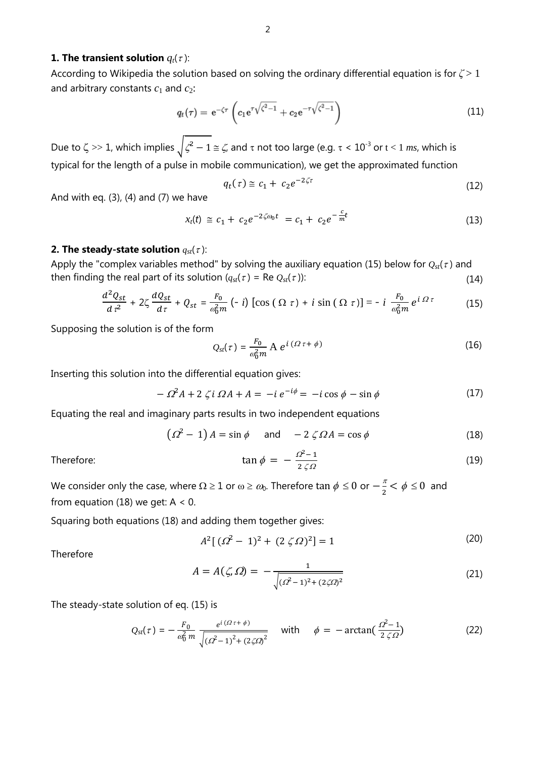### **1. The transient solution** $q_t(\tau)$:

According to Wikipedia the solution based on solving the ordinary differential equation is for $\zeta > 1$ and arbitrary constants $c_1$ and $c_2$:

$$q_t(\tau) = \mathrm{e}^{-\zeta\tau}\left(c_1 \mathrm{e}^{\tau\sqrt{\zeta^2-1}} + c_2 \mathrm{e}^{-\tau\sqrt{\zeta^2-1}}\right) \tag{11}$$

Due to $\zeta >> 1$, which implies $\sqrt{\zeta^2 - 1} \cong \zeta$, and $\tau$ not too large (e.g. $\tau < 10^{-3}$ or $t < 1$ $ms$, which is typical for the length of a pulse in mobile communication), we get the approximated function

$$q_t(\tau) \cong c_1 + c_2 e^{-2\zeta\tau} \tag{12}$$

And with eq. (3), (4) and (7) we have

$$x_t(t) \cong c_1 + c_2 e^{-2\zeta\omega_0 t} = c_1 + c_2 e^{-\frac{c}{m}t} \tag{13}$$

### **2. The steady-state solution** $q_{st}(\tau)$:

Apply the "complex variables method" by solving the auxiliary equation (15) below for $Q_{st}(\tau)$ and then finding the real part of its solution ($q_{st}(\tau)$ = Re $Q_{st}(\tau)$): (14)

$$\frac{d^2 Q_{st}}{d\tau^2} + 2\zeta\frac{dQ_{st}}{d\tau} + Q_{st} = \frac{F_0}{\omega_0^2 m}(-i)\left[\cos(\Omega\tau) + i\sin(\Omega\tau)\right] = -i\frac{F_0}{\omega_0^2 m}e^{i\Omega\tau} \tag{15}$$

Supposing the solution is of the form

$$Q_{st}(\tau) = \frac{F_0}{\omega_0^2 m} \mathrm{A}\, e^{i(\Omega\tau + \phi)} \tag{16}$$

Inserting this solution into the differential equation gives:

$$-\Omega^2 A + 2\zeta i\,\Omega A + A = -i\,e^{-i\phi} = -i\cos\phi - \sin\phi \tag{17}$$

Equating the real and imaginary parts results in two independent equations

$$\left(\Omega^2 - 1\right)A = \sin\phi \quad \text{and} \quad -2\zeta\Omega A = \cos\phi \tag{18}$$

Therefore:

$$\tan\phi = -\frac{\Omega^2 - 1}{2\zeta\Omega} \tag{19}$$

We consider only the case, where $\Omega \geq 1$ or $\omega \geq \omega_0$. Therefore $\tan\phi \leq 0$ or $-\frac{\pi}{2} < \phi \leq 0$ and from equation (18) we get: $A < 0$.

Squaring both equations (18) and adding them together gives:

$$A^2\left[(\Omega^2 - 1)^2 + (2\zeta\Omega)^2\right] = 1 \tag{20}$$

Therefore

$$A = A(\zeta, \Omega) = -\frac{1}{\sqrt{(\Omega^2 - 1)^2 + (2\zeta\Omega)^2}} \tag{21}$$

The steady-state solution of eq. (15) is

$$Q_{st}(\tau) = -\frac{F_0}{\omega_0^2 m}\frac{e^{i(\Omega\tau + \phi)}}{\sqrt{(\Omega^2 - 1)^2 + (2\zeta\Omega)^2}} \quad \text{with} \quad \phi = -\arctan\left(\frac{\Omega^2 - 1}{2\zeta\Omega}\right) \tag{22}$$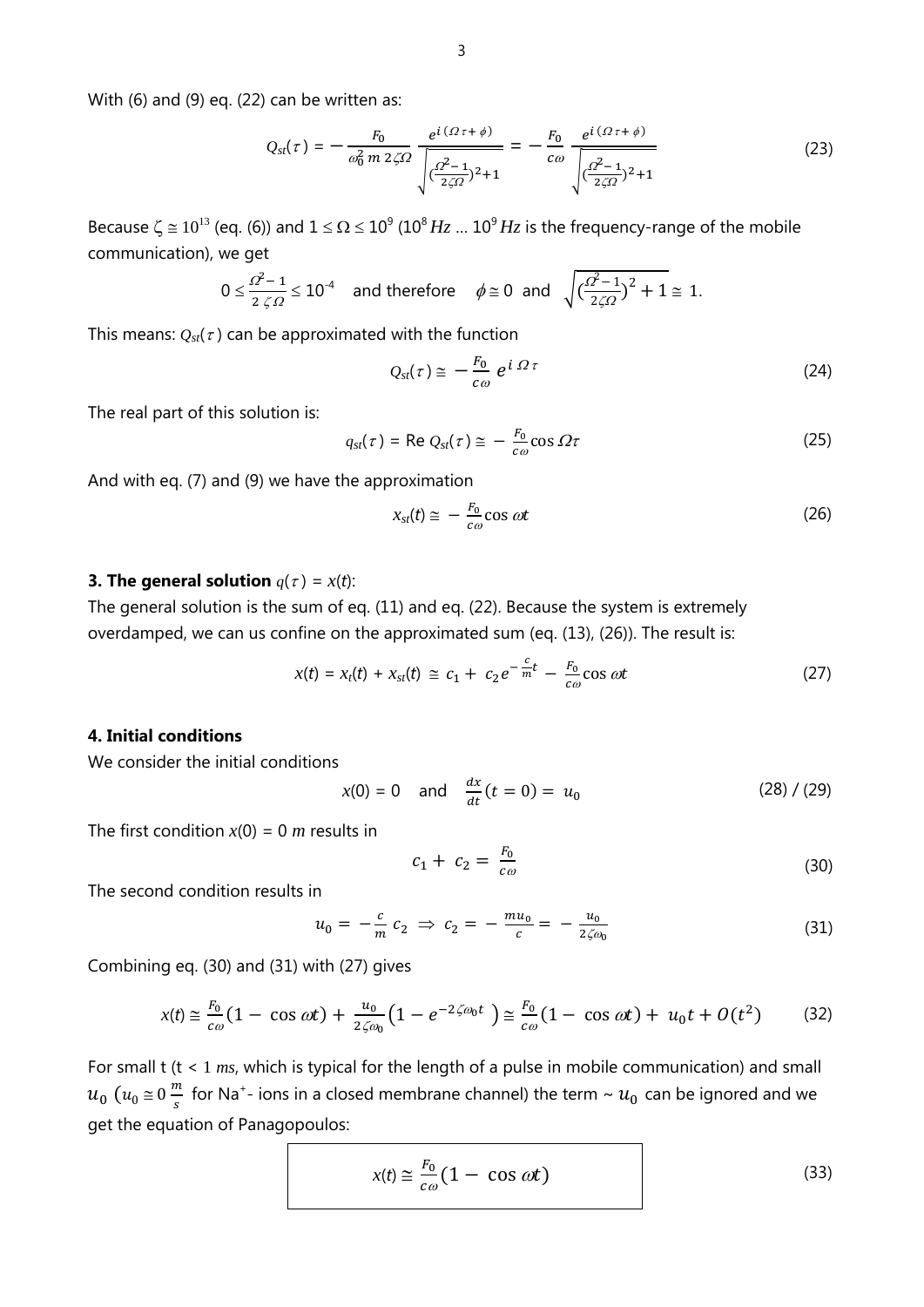With (6) and (9) eq. (22) can be written as:

$$Q_{st}(\tau) = -\frac{F_0}{\omega_0^2\, m\, 2\zeta\Omega}\, \frac{e^{i\,(\Omega\,\tau+\,\phi)}}{\sqrt{(\frac{\Omega^2-1}{2\zeta\Omega})^2+1}} = -\frac{F_0}{c\omega}\, \frac{e^{i\,(\Omega\,\tau+\,\phi)}}{\sqrt{(\frac{\Omega^2-1}{2\zeta\Omega})^2+1}} \tag{23}$$

Because $\zeta \cong 10^{13}$ (eq. (6)) and $1 \leq \Omega \leq 10^9$ ($10^8\,Hz$ ... $10^9\,Hz$ is the frequency-range of the mobile communication), we get

$$0 \leq \frac{\Omega^2-1}{2\,\zeta\,\Omega} \leq 10^{-4} \quad \text{and therefore} \quad \phi \cong 0 \;\text{ and }\; \sqrt{(\frac{\Omega^2-1}{2\zeta\Omega})^2+1} \cong 1.$$

This means: $Q_{st}(\tau)$ can be approximated with the function

$$Q_{st}(\tau) \cong -\frac{F_0}{c\omega}\, e^{i\,\Omega\,\tau} \tag{24}$$

The real part of this solution is:

$$q_{st}(\tau) = \text{Re}\; Q_{st}(\tau) \cong -\frac{F_0}{c\omega}\cos\Omega\tau \tag{25}$$

And with eq. (7) and (9) we have the approximation

$$x_{st}(t) \cong -\frac{F_0}{c\omega}\cos\omega t \tag{26}$$

**3. The general solution** $q(\tau) = x(t)$:

The general solution is the sum of eq. (11) and eq. (22). Because the system is extremely overdamped, we can us confine on the approximated sum (eq. (13), (26)). The result is:

$$x(t) = x_t(t) + x_{st}(t) \cong c_1 + c_2 e^{-\frac{c}{m}t} - \frac{F_0}{c\omega}\cos\omega t \tag{27}$$

**4. Initial conditions**

We consider the initial conditions

$$x(0) = 0 \quad \text{and} \quad \frac{dx}{dt}(t=0) = u_0 \tag{28) / (29}$$

The first condition $x(0) = 0\ m$ results in

$$c_1 + c_2 = \frac{F_0}{c\omega} \tag{30}$$

The second condition results in

$$u_0 = -\frac{c}{m}\,c_2 \;\Rightarrow\; c_2 = -\frac{mu_0}{c} = -\frac{u_0}{2\zeta\omega_0} \tag{31}$$

Combining eq. (30) and (31) with (27) gives

$$x(t) \cong \frac{F_0}{c\omega}(1-\cos\omega t) + \frac{u_0}{2\zeta\omega_0}\left(1-e^{-2\zeta\omega_0 t}\right) \cong \frac{F_0}{c\omega}(1-\cos\omega t) + u_0 t + O(t^2) \tag{32}$$

For small t ($t < 1\ ms$, which is typical for the length of a pulse in mobile communication) and small $u_0$ ($u_0 \cong 0\,\frac{m}{s}$ for $Na^+$- ions in a closed membrane channel) the term ~ $u_0$ can be ignored and we get the equation of Panagopoulos:

$$x(t) \cong \frac{F_0}{c\omega}(1-\cos\omega t) \tag{33}$$